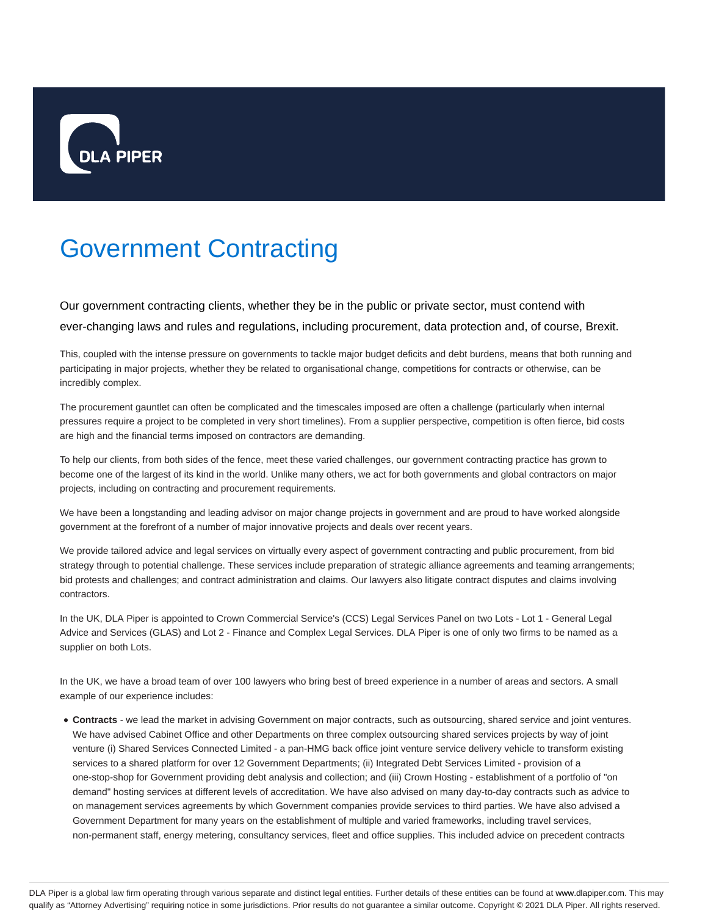# Government Contracting

Our government contracting clients, whether they be in the public or private sector, must contend with ever-changing laws and rules and regulations, including procurement, data protection and, of course, Brexit.

This, coupled with the intense pressure on governments to tackle major budget deficits and debt burdens, means that both running and participating in major projects, whether they be related to organisational change, competitions for contracts or otherwise, can be incredibly complex.

The procurement gauntlet can often be complicated and the timescales imposed are often a challenge (particularly when internal pressures require a project to be completed in very short timelines). From a supplier perspective, competition is often fierce, bid costs are high and the financial terms imposed on contractors are demanding.

To help our clients, from both sides of the fence, meet these varied challenges, our government contracting practice has grown to become one of the largest of its kind in the world. Unlike many others, we act for both governments and global contractors on major projects, including on contracting and procurement requirements.

We have been a longstanding and leading advisor on major change projects in government and are proud to have worked alongside government at the forefront of a number of major innovative projects and deals over recent years.

We provide tailored advice and legal services on virtually every aspect of government contracting and public procurement, from bid strategy through to potential challenge. These services include preparation of strategic alliance agreements and teaming arrangements; bid protests and challenges; and contract administration and claims. Our lawyers also litigate contract disputes and claims involving contractors.

In the UK, DLA Piper is appointed to Crown Commercial Service's (CCS) Legal Services Panel on two Lots - Lot 1 - General Legal Advice and Services (GLAS) and Lot 2 - Finance and Complex Legal Services. DLA Piper is one of only two firms to be named as a supplier on both Lots.

In the UK, we have a broad team of over 100 lawyers who bring best of breed experience in a number of areas and sectors. A small example of our experience includes:

- **Contracts** - we lead the market in advising Government on major contracts, such as outsourcing, shared service and joint ventures. We have advised Cabinet Office and other Departments on three complex outsourcing shared services projects by way of joint venture (i) Shared Services Connected Limited - a pan-HMG back office joint venture service delivery vehicle to transform existing services to a shared platform for over 12 Government Departments; (ii) Integrated Debt Services Limited - provision of a one-stop-shop for Government providing debt analysis and collection; and (iii) Crown Hosting - establishment of a portfolio of "on demand" hosting services at different levels of accreditation. We have also advised on many day-to-day contracts such as advice to on management services agreements by which Government companies provide services to third parties. We have also advised a Government Department for many years on the establishment of multiple and varied frameworks, including travel services, non-permanent staff, energy metering, consultancy services, fleet and office supplies. This included advice on precedent contracts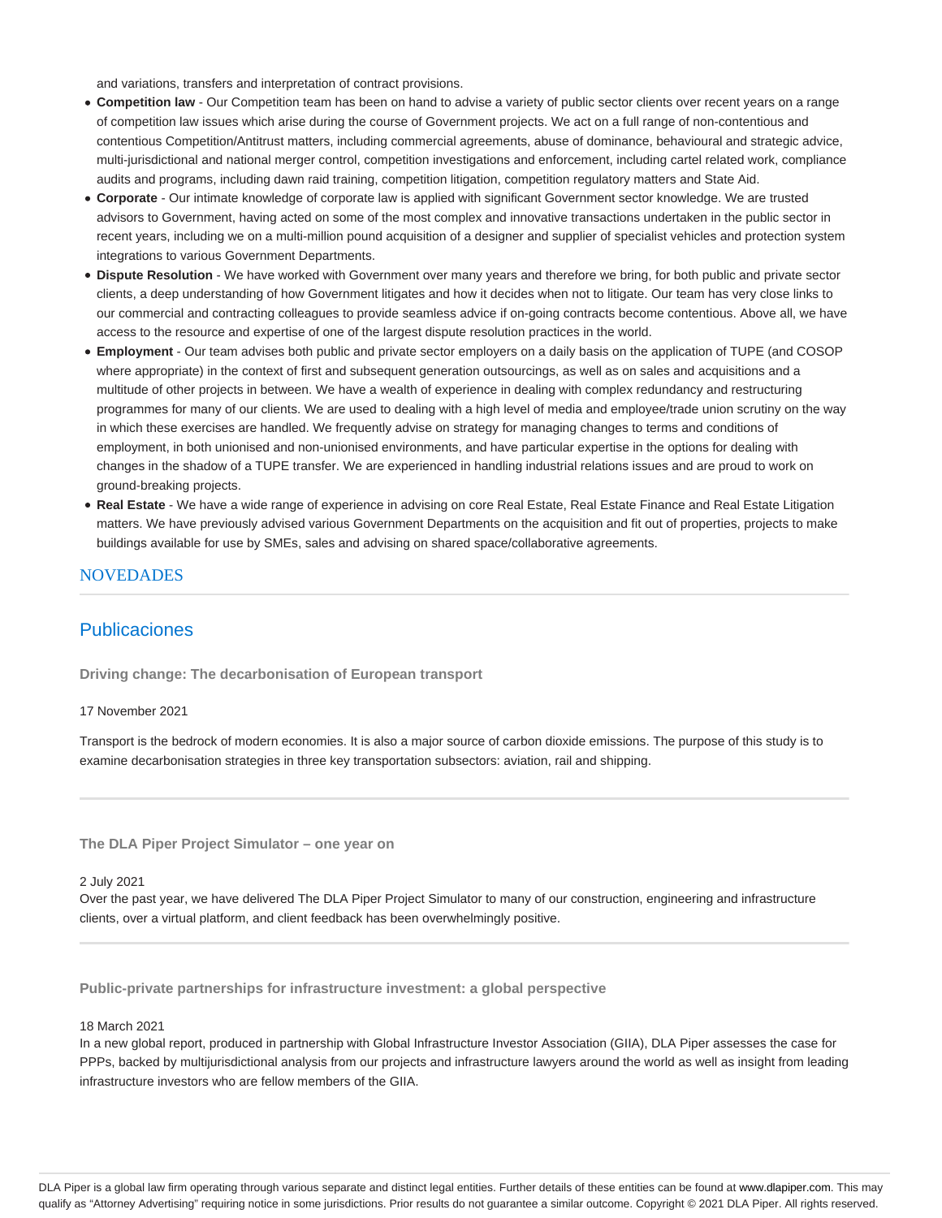and variations, transfers and interpretation of contract provisions.

- **Competition law** - Our Competition team has been on hand to advise a variety of public sector clients over recent years on a range of competition law issues which arise during the course of Government projects. We act on a full range of non-contentious and contentious Competition/Antitrust matters, including commercial agreements, abuse of dominance, behavioural and strategic advice, multi-jurisdictional and national merger control, competition investigations and enforcement, including cartel related work, compliance audits and programs, including dawn raid training, competition litigation, competition regulatory matters and State Aid.
- **Corporate** - Our intimate knowledge of corporate law is applied with significant Government sector knowledge. We are trusted advisors to Government, having acted on some of the most complex and innovative transactions undertaken in the public sector in recent years, including we on a multi-million pound acquisition of a designer and supplier of specialist vehicles and protection system integrations to various Government Departments.
- **Dispute Resolution** - We have worked with Government over many years and therefore we bring, for both public and private sector clients, a deep understanding of how Government litigates and how it decides when not to litigate. Our team has very close links to our commercial and contracting colleagues to provide seamless advice if on-going contracts become contentious. Above all, we have access to the resource and expertise of one of the largest dispute resolution practices in the world.
- **Employment** - Our team advises both public and private sector employers on a daily basis on the application of TUPE (and COSOP where appropriate) in the context of first and subsequent generation outsourcings, as well as on sales and acquisitions and a multitude of other projects in between. We have a wealth of experience in dealing with complex redundancy and restructuring programmes for many of our clients. We are used to dealing with a high level of media and employee/trade union scrutiny on the way in which these exercises are handled. We frequently advise on strategy for managing changes to terms and conditions of employment, in both unionised and non-unionised environments, and have particular expertise in the options for dealing with changes in the shadow of a TUPE transfer. We are experienced in handling industrial relations issues and are proud to work on ground-breaking projects.
- **Real Estate** - We have a wide range of experience in advising on core Real Estate, Real Estate Finance and Real Estate Litigation matters. We have previously advised various Government Departments on the acquisition and fit out of properties, projects to make buildings available for use by SMEs, sales and advising on shared space/collaborative agreements.

## NOVEDADES

## Publicaciones

### Driving change: The decarbonisation of European transport

17 November 2021

Transport is the bedrock of modern economies. It is also a major source of carbon dioxide emissions. The purpose of this study is to examine decarbonisation strategies in three key transportation subsectors: aviation, rail and shipping.

### The DLA Piper Project Simulator – one year on

2 July 2021

Over the past year, we have delivered The DLA Piper Project Simulator to many of our construction, engineering and infrastructure clients, over a virtual platform, and client feedback has been overwhelmingly positive.

### Public-private partnerships for infrastructure investment: a global perspective

18 March 2021

In a new global report, produced in partnership with Global Infrastructure Investor Association (GIIA), DLA Piper assesses the case for PPPs, backed by multijurisdictional analysis from our projects and infrastructure lawyers around the world as well as insight from leading infrastructure investors who are fellow members of the GIIA.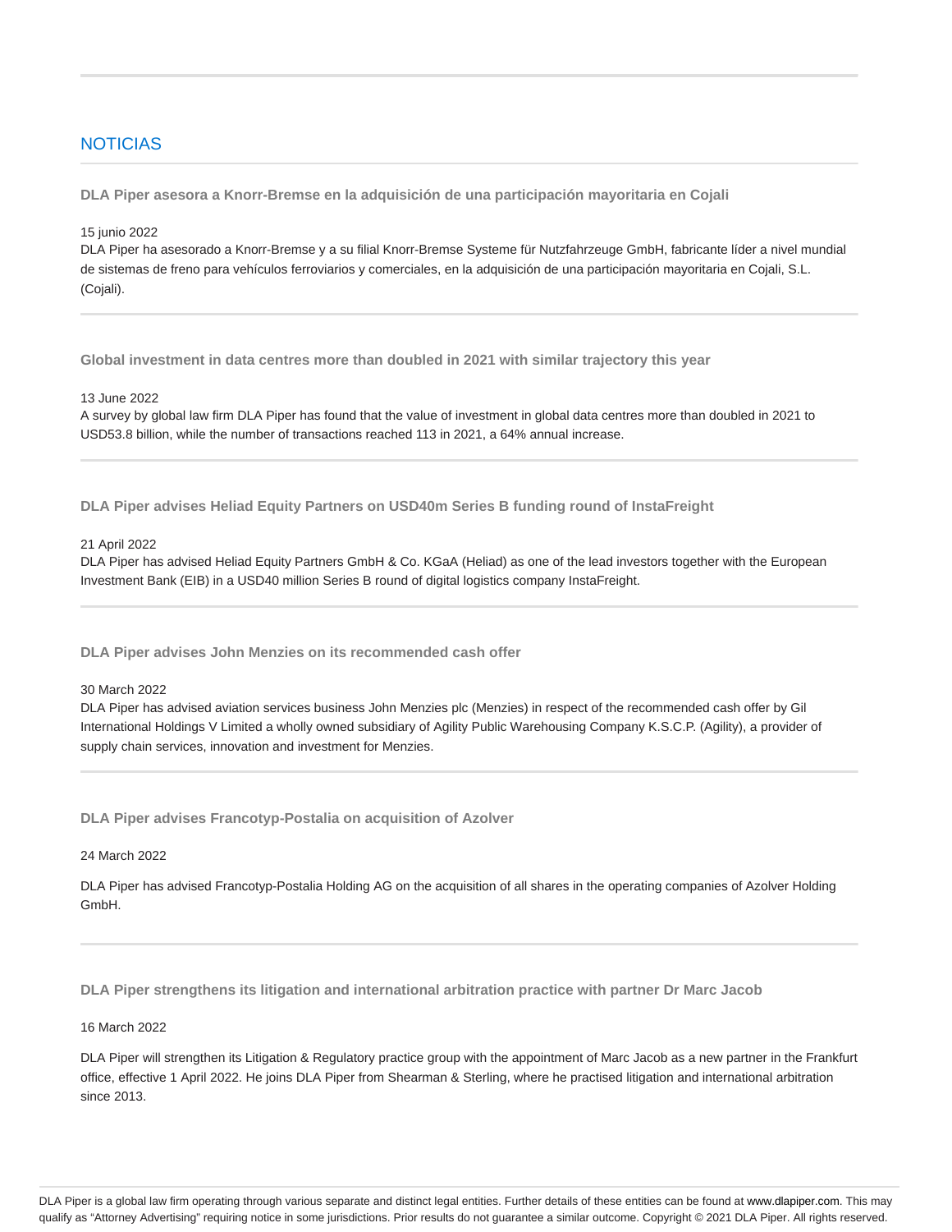## NOTICIAS

**DLA Piper asesora a Knorr-Bremse en la adquisición de una participación mayoritaria en Cojali**

15 junio 2022

DLA Piper ha asesorado a Knorr-Bremse y a su filial Knorr-Bremse Systeme für Nutzfahrzeuge GmbH, fabricante líder a nivel mundial de sistemas de freno para vehículos ferroviarios y comerciales, en la adquisición de una participación mayoritaria en Cojali, S.L. (Cojali).

**Global investment in data centres more than doubled in 2021 with similar trajectory this year**

13 June 2022

A survey by global law firm DLA Piper has found that the value of investment in global data centres more than doubled in 2021 to USD53.8 billion, while the number of transactions reached 113 in 2021, a 64% annual increase.

**DLA Piper advises Heliad Equity Partners on USD40m Series B funding round of InstaFreight**

21 April 2022

DLA Piper has advised Heliad Equity Partners GmbH & Co. KGaA (Heliad) as one of the lead investors together with the European Investment Bank (EIB) in a USD40 million Series B round of digital logistics company InstaFreight.

**DLA Piper advises John Menzies on its recommended cash offer**

30 March 2022

DLA Piper has advised aviation services business John Menzies plc (Menzies) in respect of the recommended cash offer by Gil International Holdings V Limited a wholly owned subsidiary of Agility Public Warehousing Company K.S.C.P. (Agility), a provider of supply chain services, innovation and investment for Menzies.

**DLA Piper advises Francotyp-Postalia on acquisition of Azolver**

24 March 2022

DLA Piper has advised Francotyp-Postalia Holding AG on the acquisition of all shares in the operating companies of Azolver Holding GmbH.

**DLA Piper strengthens its litigation and international arbitration practice with partner Dr Marc Jacob**

16 March 2022

DLA Piper will strengthen its Litigation & Regulatory practice group with the appointment of Marc Jacob as a new partner in the Frankfurt office, effective 1 April 2022. He joins DLA Piper from Shearman & Sterling, where he practised litigation and international arbitration since 2013.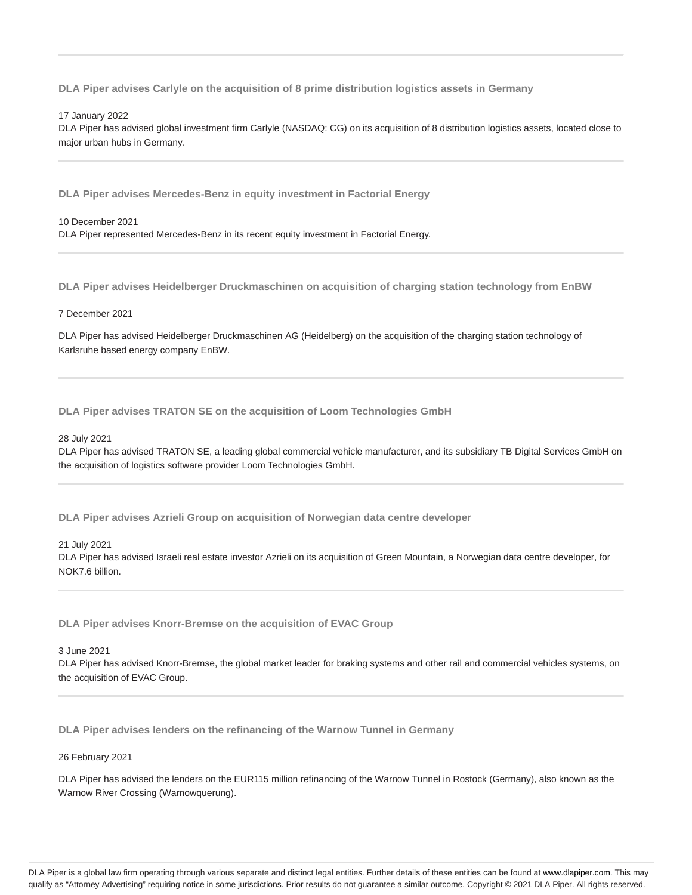---

### DLA Piper advises Carlyle on the acquisition of 8 prime distribution logistics assets in Germany

17 January 2022
DLA Piper has advised global investment firm Carlyle (NASDAQ: CG) on its acquisition of 8 distribution logistics assets, located close to major urban hubs in Germany.

---

### DLA Piper advises Mercedes-Benz in equity investment in Factorial Energy

10 December 2021
DLA Piper represented Mercedes-Benz in its recent equity investment in Factorial Energy.

---

### DLA Piper advises Heidelberger Druckmaschinen on acquisition of charging station technology from EnBW

7 December 2021

DLA Piper has advised Heidelberger Druckmaschinen AG (Heidelberg) on the acquisition of the charging station technology of Karlsruhe based energy company EnBW.

---

### DLA Piper advises TRATON SE on the acquisition of Loom Technologies GmbH

28 July 2021
DLA Piper has advised TRATON SE, a leading global commercial vehicle manufacturer, and its subsidiary TB Digital Services GmbH on the acquisition of logistics software provider Loom Technologies GmbH.

---

### DLA Piper advises Azrieli Group on acquisition of Norwegian data centre developer

21 July 2021
DLA Piper has advised Israeli real estate investor Azrieli on its acquisition of Green Mountain, a Norwegian data centre developer, for NOK7.6 billion.

---

### DLA Piper advises Knorr-Bremse on the acquisition of EVAC Group

3 June 2021
DLA Piper has advised Knorr-Bremse, the global market leader for braking systems and other rail and commercial vehicles systems, on the acquisition of EVAC Group.

---

### DLA Piper advises lenders on the refinancing of the Warnow Tunnel in Germany

26 February 2021

DLA Piper has advised the lenders on the EUR115 million refinancing of the Warnow Tunnel in Rostock (Germany), also known as the Warnow River Crossing (Warnowquerung).

---

DLA Piper is a global law firm operating through various separate and distinct legal entities. Further details of these entities can be found at www.dlapiper.com. This may qualify as "Attorney Advertising" requiring notice in some jurisdictions. Prior results do not guarantee a similar outcome. Copyright © 2021 DLA Piper. All rights reserved.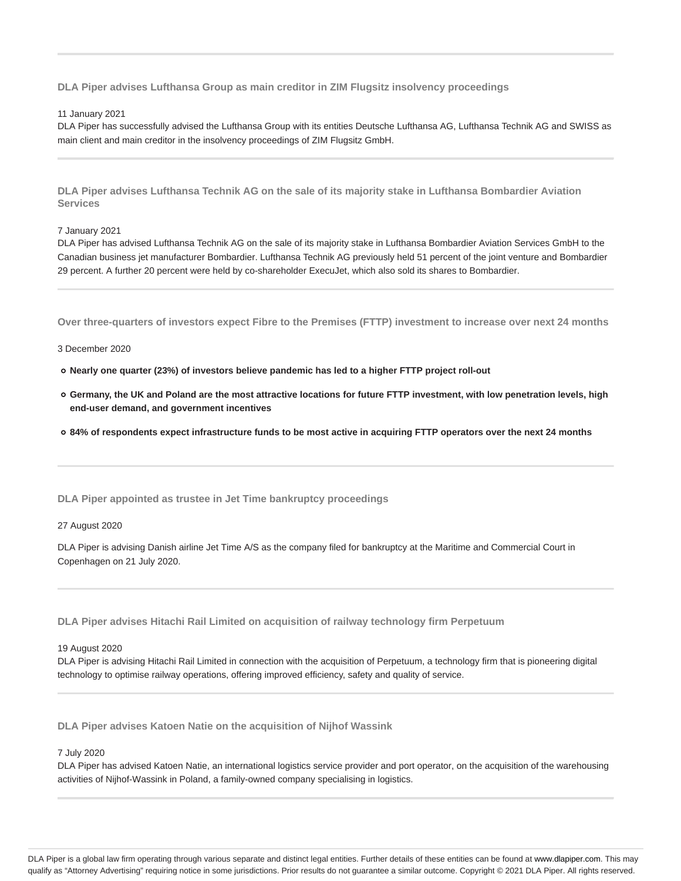### DLA Piper advises Lufthansa Group as main creditor in ZIM Flugsitz insolvency proceedings

11 January 2021

DLA Piper has successfully advised the Lufthansa Group with its entities Deutsche Lufthansa AG, Lufthansa Technik AG and SWISS as main client and main creditor in the insolvency proceedings of ZIM Flugsitz GmbH.

### DLA Piper advises Lufthansa Technik AG on the sale of its majority stake in Lufthansa Bombardier Aviation Services

7 January 2021

DLA Piper has advised Lufthansa Technik AG on the sale of its majority stake in Lufthansa Bombardier Aviation Services GmbH to the Canadian business jet manufacturer Bombardier. Lufthansa Technik AG previously held 51 percent of the joint venture and Bombardier 29 percent. A further 20 percent were held by co-shareholder ExecuJet, which also sold its shares to Bombardier.

### Over three-quarters of investors expect Fibre to the Premises (FTTP) investment to increase over next 24 months

3 December 2020

- **Nearly one quarter (23%) of investors believe pandemic has led to a higher FTTP project roll-out**
- **Germany, the UK and Poland are the most attractive locations for future FTTP investment, with low penetration levels, high end-user demand, and government incentives**
- **84% of respondents expect infrastructure funds to be most active in acquiring FTTP operators over the next 24 months**

### DLA Piper appointed as trustee in Jet Time bankruptcy proceedings

27 August 2020

DLA Piper is advising Danish airline Jet Time A/S as the company filed for bankruptcy at the Maritime and Commercial Court in Copenhagen on 21 July 2020.

### DLA Piper advises Hitachi Rail Limited on acquisition of railway technology firm Perpetuum

19 August 2020

DLA Piper is advising Hitachi Rail Limited in connection with the acquisition of Perpetuum, a technology firm that is pioneering digital technology to optimise railway operations, offering improved efficiency, safety and quality of service.

### DLA Piper advises Katoen Natie on the acquisition of Nijhof Wassink

7 July 2020

DLA Piper has advised Katoen Natie, an international logistics service provider and port operator, on the acquisition of the warehousing activities of Nijhof-Wassink in Poland, a family-owned company specialising in logistics.

DLA Piper is a global law firm operating through various separate and distinct legal entities. Further details of these entities can be found at www.dlapiper.com. This may qualify as "Attorney Advertising" requiring notice in some jurisdictions. Prior results do not guarantee a similar outcome. Copyright © 2021 DLA Piper. All rights reserved.